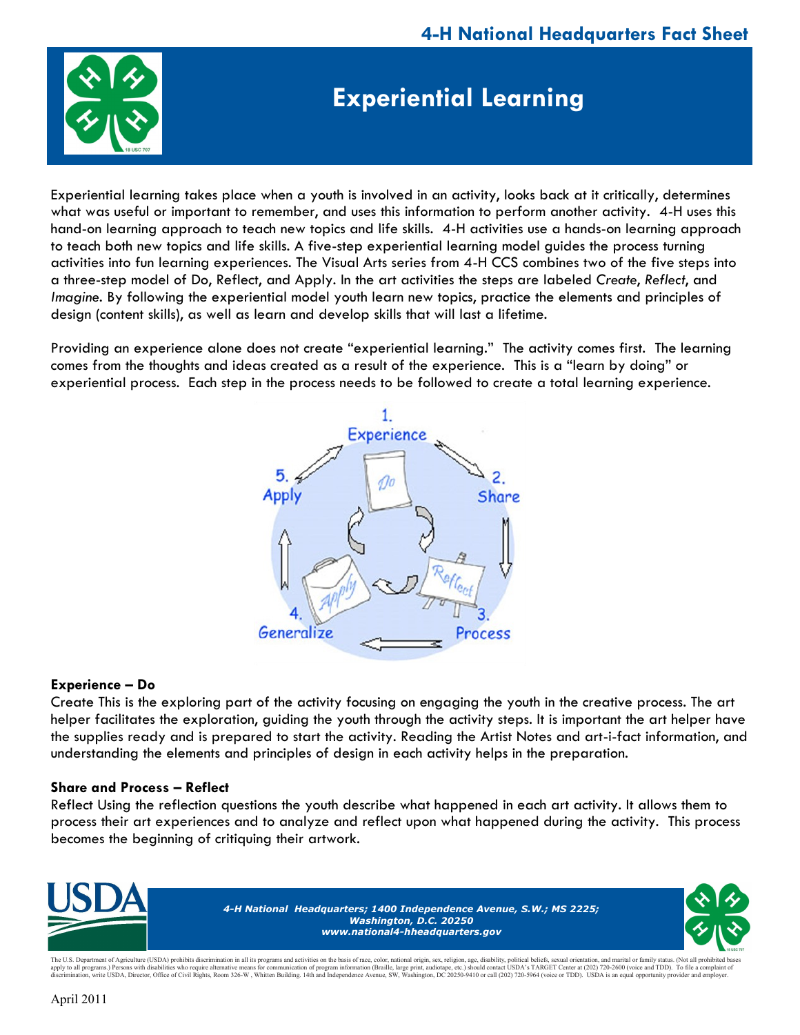# Experiential Learning

Experiential learning takes place when a youth is involved in an activity, looks back at it critically, determines what was useful or important to remember, and uses this information to perform another activity. 4-H uses this hand-on learning approach to teach new topics and life skills. 4-H activities use a hands-on learning approach to teach both new topics and life skills. A five-step experiential learning model guides the process turning activities into fun learning experiences. The Visual Arts series from 4-H CCS combines two of the five steps into a three-step model of Do, Reflect, and Apply. In the art activities the steps are labeled *Create*, *Reflect*, and *Imagine*. By following the experiential model youth learn new topics, practice the elements and principles of design (content skills), as well as learn and develop skills that will last a lifetime.

Providing an experience alone does not create "experiential learning." The activity comes first. The learning comes from the thoughts and ideas created as a result of the experience. This is a "learn by doing" or experiential process. Each step in the process needs to be followed to create a total learning experience.

1. Experience
2. Share
3. Process
4. Generalize
5. Apply

Do · Reflect · Apply

**Experience – Do**

Create This is the exploring part of the activity focusing on engaging the youth in the creative process. The art helper facilitates the exploration, guiding the youth through the activity steps. It is important the art helper have the supplies ready and is prepared to start the activity. Reading the Artist Notes and art-i-fact information, and understanding the elements and principles of design in each activity helps in the preparation.

**Share and Process – Reflect**

Reflect Using the reflection questions the youth describe what happened in each art activity. It allows them to process their art experiences and to analyze and reflect upon what happened during the activity. This process becomes the beginning of critiquing their artwork.

*4-H National Headquarters; 1400 Independence Avenue, S.W.; MS 2225; Washington, D.C. 20250*
*www.national4-hheadquarters.gov*

The U.S. Department of Agriculture (USDA) prohibits discrimination in all its programs and activities on the basis of race, color, national origin, sex, religion, age, disability, political beliefs, sexual orientation, and marital or family status. (Not all prohibited bases apply to all programs.) Persons with disabilities who require alternative means for communication of program information (Braille, large print, audiotape, etc.) should contact USDA's TARGET Center at (202) 720-2600 (voice and TDD). To file a complaint of discrimination, write USDA, Director, Office of Civil Rights, Room 326-W, Whitten Building. 14th and Independence Avenue, SW, Washington, DC 20250-9410 or call (202) 720-5964 (voice or TDD). USDA is an equal opportunity provider and employer.

April 2011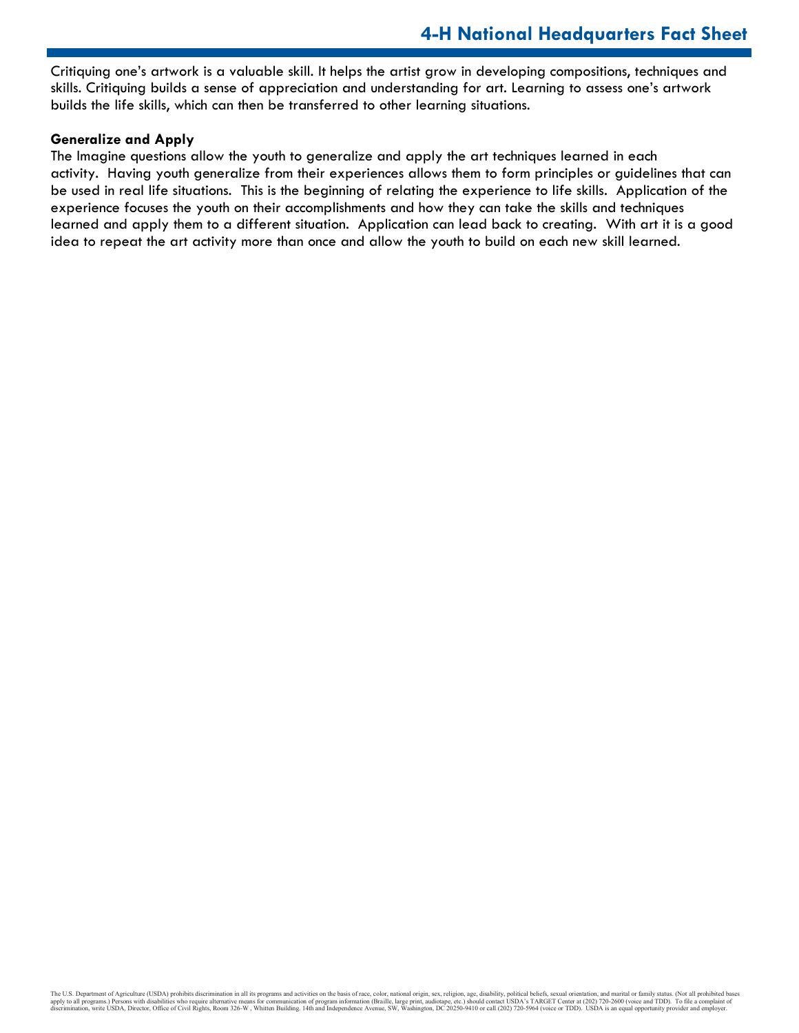Critiquing one's artwork is a valuable skill. It helps the artist grow in developing compositions, techniques and skills. Critiquing builds a sense of appreciation and understanding for art. Learning to assess one's artwork builds the life skills, which can then be transferred to other learning situations.

**Generalize and Apply**

The Imagine questions allow the youth to generalize and apply the art techniques learned in each activity. Having youth generalize from their experiences allows them to form principles or guidelines that can be used in real life situations. This is the beginning of relating the experience to life skills. Application of the experience focuses the youth on their accomplishments and how they can take the skills and techniques learned and apply them to a different situation. Application can lead back to creating. With art it is a good idea to repeat the art activity more than once and allow the youth to build on each new skill learned.

The U.S. Department of Agriculture (USDA) prohibits discrimination in all its programs and activities on the basis of race, color, national origin, sex, religion, age, disability, political beliefs, sexual orientation, and marital or family status. (Not all prohibited bases apply to all programs.) Persons with disabilities who require alternative means for communication of program information (Braille, large print, audiotape, etc.) should contact USDA's TARGET Center at (202) 720-2600 (voice and TDD). To file a complaint of discrimination, write USDA, Director, Office of Civil Rights, Room 326-W , Whitten Building. 14th and Independence Avenue, SW, Washington, DC 20250-9410 or call (202) 720-5964 (voice or TDD). USDA is an equal opportunity provider and employer.